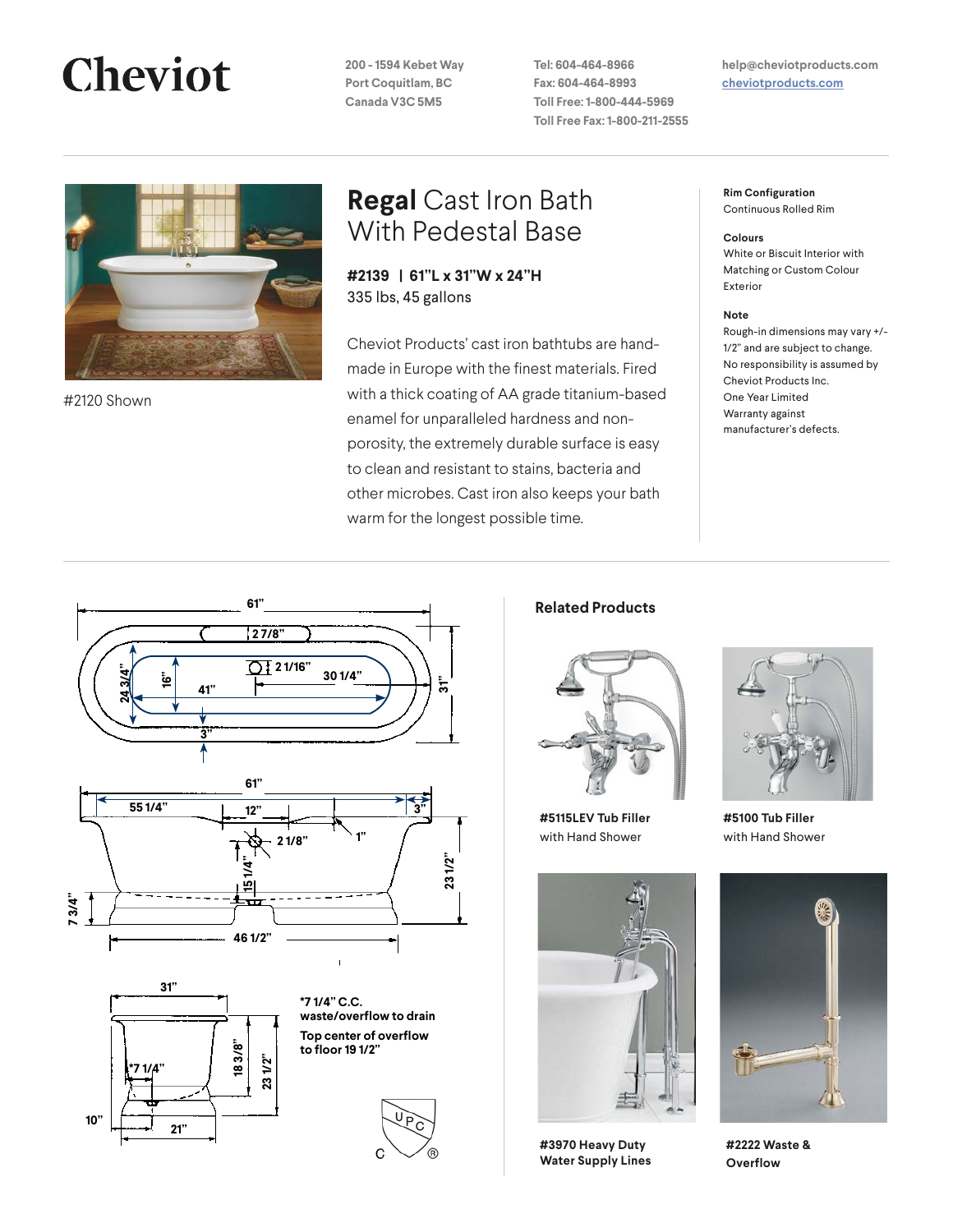# Cheviot

200 - 1594 Kebet Way
Port Coquitlam, BC
Canada V3C 5M5

Tel: 604-464-8966
Fax: 604-464-8993
Toll Free: 1-800-444-5969
Toll Free Fax: 1-800-211-2555

help@cheviotproducts.com
cheviotproducts.com

#2120 Shown

## **Regal** Cast Iron Bath With Pedestal Base

**#2139 | 61"L x 31"W x 24"H**
335 lbs, 45 gallons

Cheviot Products' cast iron bathtubs are hand-made in Europe with the finest materials. Fired with a thick coating of AA grade titanium-based enamel for unparalleled hardness and non-porosity, the extremely durable surface is easy to clean and resistant to stains, bacteria and other microbes. Cast iron also keeps your bath warm for the longest possible time.

**Rim Configuration**
Continuous Rolled Rim

**Colours**
White or Biscuit Interior with Matching or Custom Colour Exterior

**Note**
Rough-in dimensions may vary +/- 1/2" and are subject to change. No responsibility is assumed by Cheviot Products Inc.
One Year Limited Warranty against manufacturer's defects.

61" | 2 7/8" | 2 1/16" | 30 1/4" | 24 3/4" | 16" | 41" | 31" | 3"

61" | 55 1/4" | 3" | 12" | 1" | 2 1/8" | 15 1/4" | 23 1/2" | 7 3/4" | 46 1/2"

31" | *7 1/4" | 18 3/8" | 23 1/2" | 10" | 21"

**\*7 1/4" C.C. waste/overflow to drain**

**Top center of overflow to floor 19 1/2"**

### Related Products

**#5115LEV Tub Filler** with Hand Shower

**#5100 Tub Filler** with Hand Shower

**#3970 Heavy Duty Water Supply Lines**

**#2222 Waste & Overflow**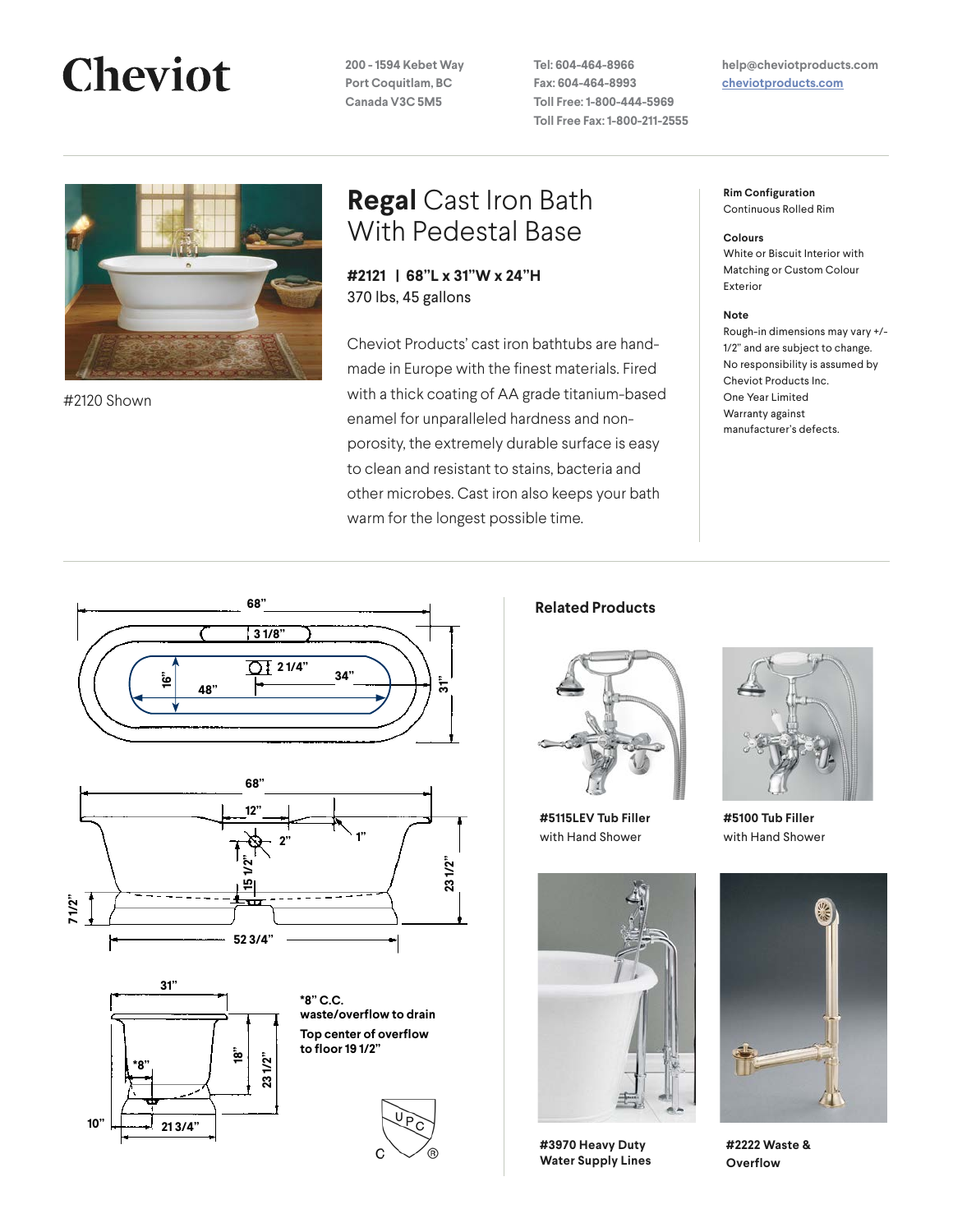# Cheviot

200 - 1594 Kebet Way
Port Coquitlam, BC
Canada V3C 5M5

Tel: 604-464-8966
Fax: 604-464-8993
Toll Free: 1-800-444-5969
Toll Free Fax: 1-800-211-2555

help@cheviotproducts.com
cheviotproducts.com

#2120 Shown

## **Regal** Cast Iron Bath With Pedestal Base

**#2121 | 68"L x 31"W x 24"H**
370 lbs, 45 gallons

Cheviot Products' cast iron bathtubs are hand-made in Europe with the finest materials. Fired with a thick coating of AA grade titanium-based enamel for unparalleled hardness and non-porosity, the extremely durable surface is easy to clean and resistant to stains, bacteria and other microbes. Cast iron also keeps your bath warm for the longest possible time.

**Rim Configuration**
Continuous Rolled Rim

**Colours**
White or Biscuit Interior with Matching or Custom Colour Exterior

**Note**
Rough-in dimensions may vary +/- 1/2" and are subject to change. No responsibility is assumed by Cheviot Products Inc. One Year Limited Warranty against manufacturer's defects.

68"
3 1/8"
2 1/4"
16"
48"
34"
31"

68"
12"
2"
1"
15 1/2"
23 1/2"
7 1/2"
52 3/4"

31"
*8"
18"
23 1/2"
10"
21 3/4"

**\*8" C.C. waste/overflow to drain**

**Top center of overflow to floor 19 1/2"**

### Related Products

**#5115LEV Tub Filler** with Hand Shower

**#5100 Tub Filler** with Hand Shower

**#3970 Heavy Duty Water Supply Lines**

**#2222 Waste & Overflow**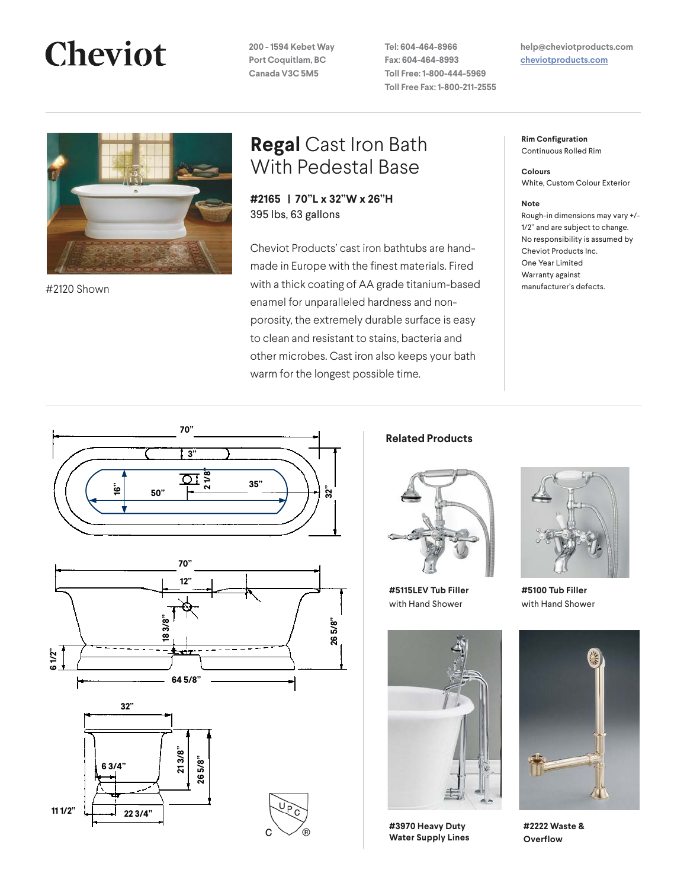# Cheviot

200 - 1594 Kebet Way
Port Coquitlam, BC
Canada V3C 5M5

Tel: 604-464-8966
Fax: 604-464-8993
Toll Free: 1-800-444-5969
Toll Free Fax: 1-800-211-2555

help@cheviotproducts.com
cheviotproducts.com

#2120 Shown

## **Regal** Cast Iron Bath With Pedestal Base

**#2165 | 70"L x 32"W x 26"H**
395 lbs, 63 gallons

Cheviot Products' cast iron bathtubs are hand-made in Europe with the finest materials. Fired with a thick coating of AA grade titanium-based enamel for unparalleled hardness and non-porosity, the extremely durable surface is easy to clean and resistant to stains, bacteria and other microbes. Cast iron also keeps your bath warm for the longest possible time.

**Rim Configuration**
Continuous Rolled Rim

**Colours**
White, Custom Colour Exterior

**Note**
Rough-in dimensions may vary +/- 1/2" and are subject to change. No responsibility is assumed by Cheviot Products Inc. One Year Limited Warranty against manufacturer's defects.

70" 3" 16" 50" 2 1/8" 35" 32"

70" 12" 18 3/8" 26 5/8" 6 1/2" 64 5/8"

32" 6 3/4" 21 3/8" 26 5/8" 11 1/2" 22 3/4"

### Related Products

**#5115LEV Tub Filler** with Hand Shower

**#5100 Tub Filler** with Hand Shower

**#3970 Heavy Duty Water Supply Lines**

**#2222 Waste & Overflow**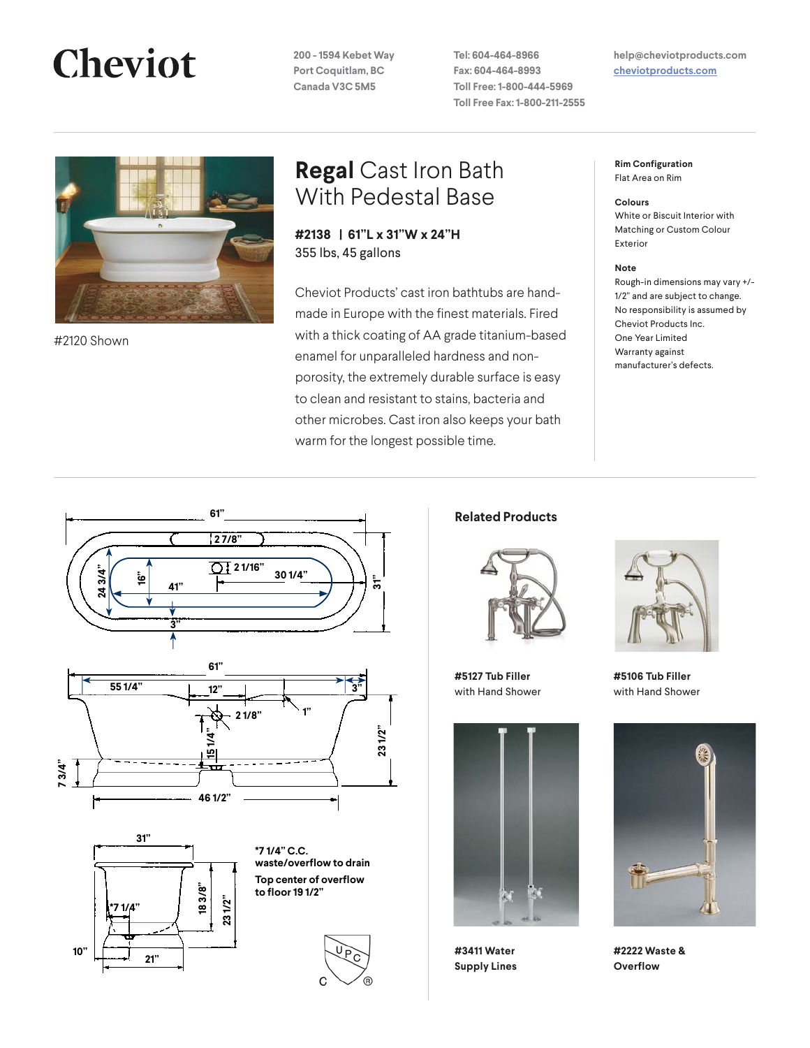# Cheviot

200 - 1594 Kebet Way
Port Coquitlam, BC
Canada V3C 5M5

Tel: 604-464-8966
Fax: 604-464-8993
Toll Free: 1-800-444-5969
Toll Free Fax: 1-800-211-2555

help@cheviotproducts.com
cheviotproducts.com

#2120 Shown

## **Regal** Cast Iron Bath With Pedestal Base

**#2138 | 61"L x 31"W x 24"H**
355 lbs, 45 gallons

Cheviot Products' cast iron bathtubs are hand-made in Europe with the finest materials. Fired with a thick coating of AA grade titanium-based enamel for unparalleled hardness and non-porosity, the extremely durable surface is easy to clean and resistant to stains, bacteria and other microbes. Cast iron also keeps your bath warm for the longest possible time.

**Rim Configuration**
Flat Area on Rim

**Colours**
White or Biscuit Interior with Matching or Custom Colour Exterior

**Note**
Rough-in dimensions may vary +/- 1/2" and are subject to change. No responsibility is assumed by Cheviot Products Inc. One Year Limited Warranty against manufacturer's defects.

61" | 2 7/8" | 2 1/16" | 30 1/4" | 24 3/4" | 16" | 41" | 31" | 3"

61" | 55 1/4" | 12" | 3" | 1" | 2 1/8" | 15 1/4" | 23 1/2" | 7 3/4" | 46 1/2"

31" | *7 1/4" | 18 3/8" | 23 1/2" | 10" | 21"

***7 1/4" C.C. waste/overflow to drain**

**Top center of overflow to floor 19 1/2"**

### Related Products

**#5127 Tub Filler**
with Hand Shower

**#5106 Tub Filler**
with Hand Shower

**#3411 Water Supply Lines**

**#2222 Waste & Overflow**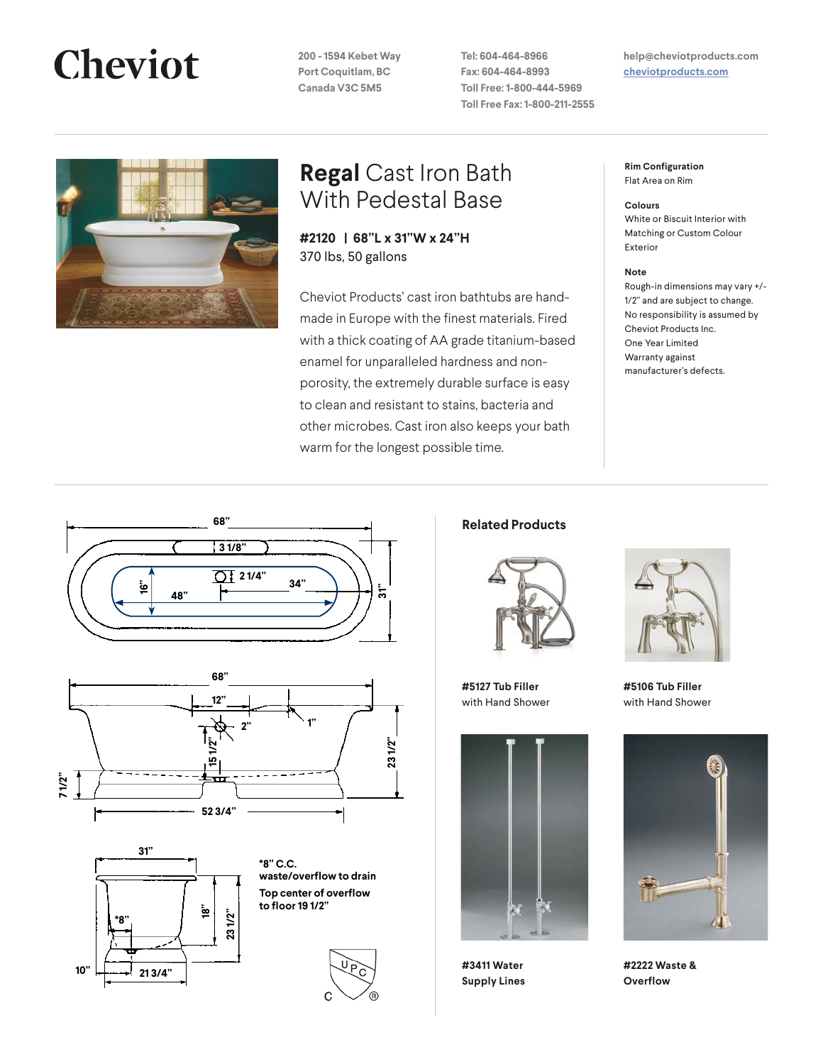# Cheviot

200 - 1594 Kebet Way
Port Coquitlam, BC
Canada V3C 5M5

Tel: 604-464-8966
Fax: 604-464-8993
Toll Free: 1-800-444-5969
Toll Free Fax: 1-800-211-2555

help@cheviotproducts.com
cheviotproducts.com

## **Regal** Cast Iron Bath With Pedestal Base

**#2120 | 68"L x 31"W x 24"H**
370 lbs, 50 gallons

Cheviot Products' cast iron bathtubs are hand-made in Europe with the finest materials. Fired with a thick coating of AA grade titanium-based enamel for unparalleled hardness and non-porosity, the extremely durable surface is easy to clean and resistant to stains, bacteria and other microbes. Cast iron also keeps your bath warm for the longest possible time.

**Rim Configuration**
Flat Area on Rim

**Colours**
White or Biscuit Interior with Matching or Custom Colour Exterior

**Note**
Rough-in dimensions may vary +/- 1/2" and are subject to change. No responsibility is assumed by Cheviot Products Inc. One Year Limited Warranty against manufacturer's defects.

68" | 3 1/8" | 2 1/4" | 16" | 48" | 34" | 31"

68" | 12" | 2" | 1" | 15 1/2" | 23 1/2" | 7 1/2" | 52 3/4"

31" | *8" | 18" | 23 1/2" | 10" | 21 3/4"

**\*8" C.C. waste/overflow to drain**

**Top center of overflow to floor 19 1/2"**

### Related Products

**#5127 Tub Filler** with Hand Shower

**#5106 Tub Filler** with Hand Shower

**#3411 Water Supply Lines**

**#2222 Waste & Overflow**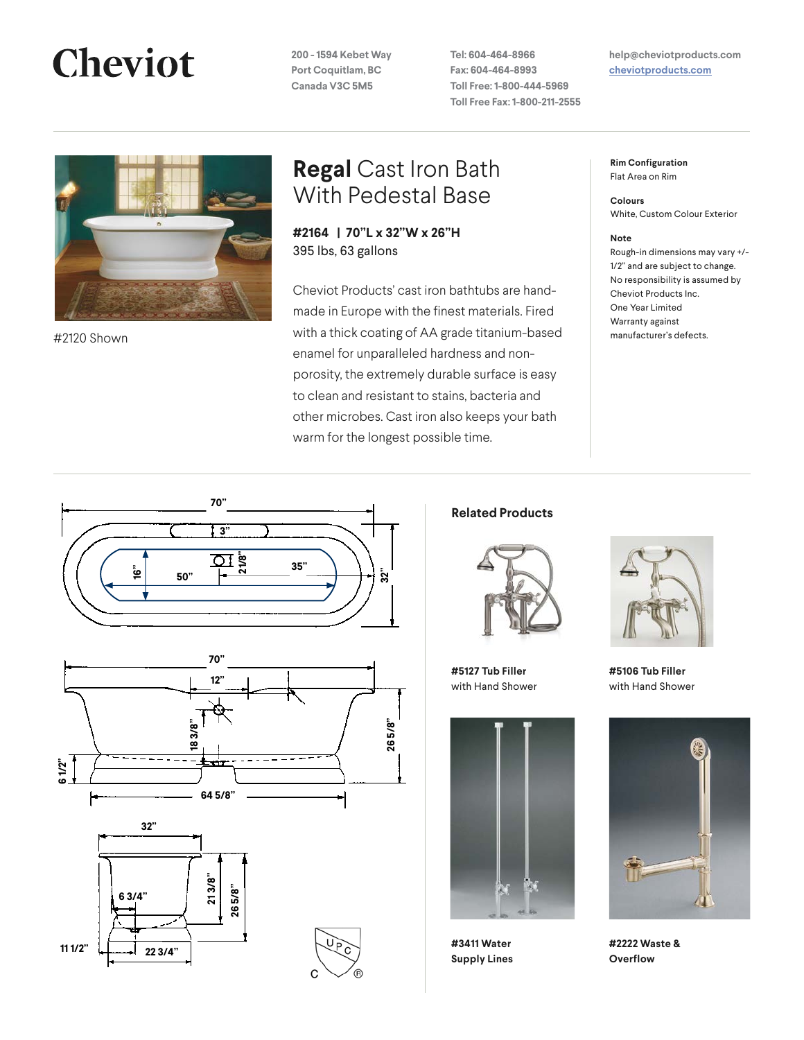# Cheviot

200 - 1594 Kebet Way
Port Coquitlam, BC
Canada V3C 5M5

Tel: 604-464-8966
Fax: 604-464-8993
Toll Free: 1-800-444-5969
Toll Free Fax: 1-800-211-2555

help@cheviotproducts.com
cheviotproducts.com

#2120 Shown

## **Regal** Cast Iron Bath With Pedestal Base

**#2164 | 70"L x 32"W x 26"H**
395 lbs, 63 gallons

Cheviot Products' cast iron bathtubs are hand-made in Europe with the finest materials. Fired with a thick coating of AA grade titanium-based enamel for unparalleled hardness and non-porosity, the extremely durable surface is easy to clean and resistant to stains, bacteria and other microbes. Cast iron also keeps your bath warm for the longest possible time.

**Rim Configuration**
Flat Area on Rim

**Colours**
White, Custom Colour Exterior

**Note**
Rough-in dimensions may vary +/- 1/2" and are subject to change. No responsibility is assumed by Cheviot Products Inc. One Year Limited Warranty against manufacturer's defects.

70"
3"
16"
50"
2 1/8"
35"
32"

70"
12"
18 3/8"
26 5/8"
6 1/2"
64 5/8"

32"
6 3/4"
21 3/8"
26 5/8"
11 1/2"
22 3/4"

### Related Products

**#5127 Tub Filler**
with Hand Shower

**#5106 Tub Filler**
with Hand Shower

**#3411 Water Supply Lines**

**#2222 Waste & Overflow**